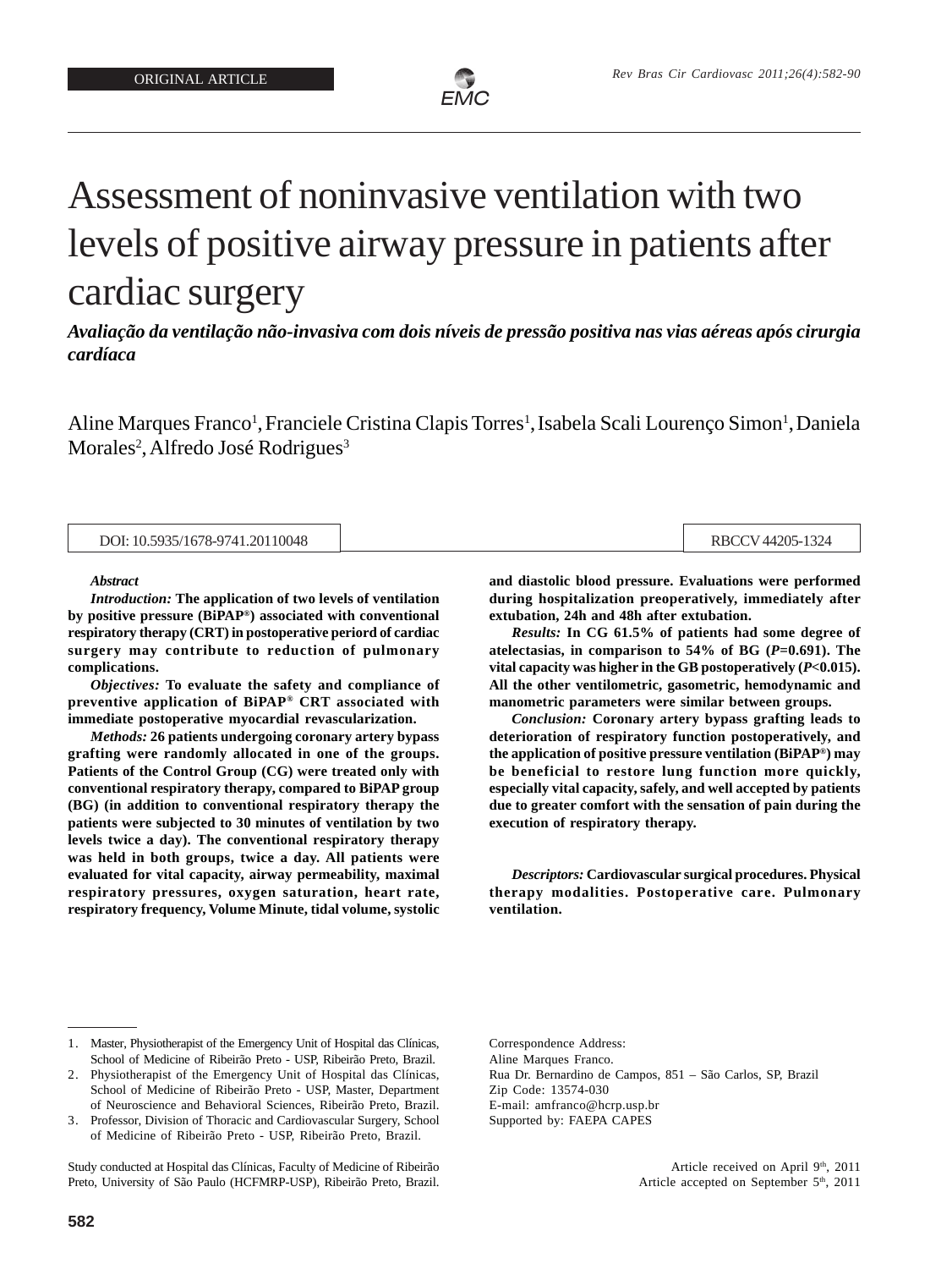ORIGINAL ARTICLE

# Assessment of noninvasive ventilation with two levels of positive airway pressure in patients after cardiac surgery

***Avaliação da ventilação não-invasiva com dois níveis de pressão positiva nas vias aéreas após cirurgia cardíaca***

Aline Marques Franco[1], Franciele Cristina Clapis Torres[1], Isabela Scali Lourenço Simon[1], Daniela Morales[2], Alfredo José Rodrigues[3]

DOI: 10.5935/1678-9741.20110048

RBCCV 44205-1324

***Abstract***

***Introduction:*** **The application of two levels of ventilation by positive pressure (BiPAP®) associated with conventional respiratory therapy (CRT) in postoperative periord of cardiac surgery may contribute to reduction of pulmonary complications.**

***Objectives:*** **To evaluate the safety and compliance of preventive application of BiPAP® CRT associated with immediate postoperative myocardial revascularization.**

***Methods:*** **26 patients undergoing coronary artery bypass grafting were randomly allocated in one of the groups. Patients of the Control Group (CG) were treated only with conventional respiratory therapy, compared to BiPAP group (BG) (in addition to conventional respiratory therapy the patients were subjected to 30 minutes of ventilation by two levels twice a day). The conventional respiratory therapy was held in both groups, twice a day. All patients were evaluated for vital capacity, airway permeability, maximal respiratory pressures, oxygen saturation, heart rate, respiratory frequency, Volume Minute, tidal volume, systolic and diastolic blood pressure. Evaluations were performed during hospitalization preoperatively, immediately after extubation, 24h and 48h after extubation.**

***Results:*** **In CG 61.5% of patients had some degree of atelectasias, in comparison to 54% of BG (*P*=0.691). The vital capacity was higher in the GB postoperatively (*P*<0.015). All the other ventilometric, gasometric, hemodynamic and manometric parameters were similar between groups.**

***Conclusion:*** **Coronary artery bypass grafting leads to deterioration of respiratory function postoperatively, and the application of positive pressure ventilation (BiPAP®) may be beneficial to restore lung function more quickly, especially vital capacity, safely, and well accepted by patients due to greater comfort with the sensation of pain during the execution of respiratory therapy.**

***Descriptors:*** **Cardiovascular surgical procedures. Physical therapy modalities. Postoperative care. Pulmonary ventilation.**

1. Master, Physiotherapist of the Emergency Unit of Hospital das Clínicas, School of Medicine of Ribeirão Preto - USP, Ribeirão Preto, Brazil.
2. Physiotherapist of the Emergency Unit of Hospital das Clínicas, School of Medicine of Ribeirão Preto - USP, Master, Department of Neuroscience and Behavioral Sciences, Ribeirão Preto, Brazil.
3. Professor, Division of Thoracic and Cardiovascular Surgery, School of Medicine of Ribeirão Preto - USP, Ribeirão Preto, Brazil.

Study conducted at Hospital das Clínicas, Faculty of Medicine of Ribeirão Preto, University of São Paulo (HCFMRP-USP), Ribeirão Preto, Brazil.

Correspondence Address:
Aline Marques Franco.
Rua Dr. Bernardino de Campos, 851 – São Carlos, SP, Brazil
Zip Code: 13574-030
E-mail: amfranco@hcrp.usp.br
Supported by: FAEPA CAPES

Article received on April 9th, 2011
Article accepted on September 5th, 2011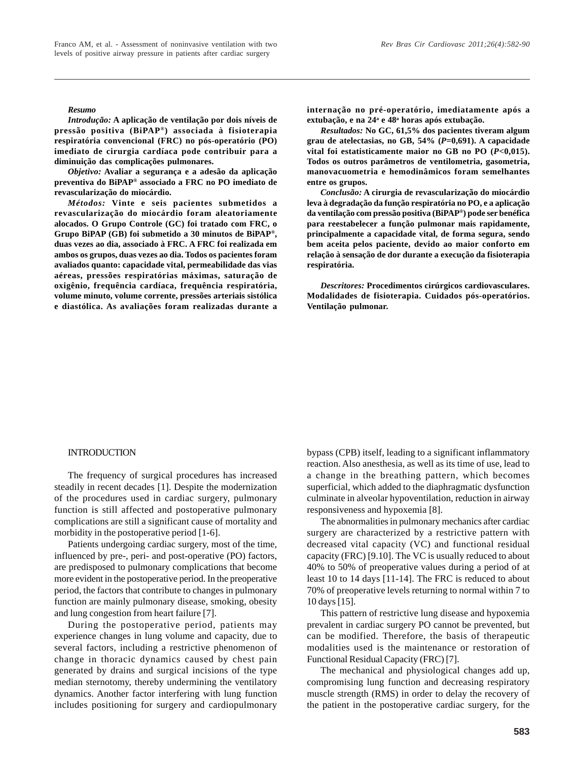***Resumo***

***Introdução:*** **A aplicação de ventilação por dois níveis de pressão positiva (BiPAP®) associada à fisioterapia respiratória convencional (FRC) no pós-operatório (PO) imediato de cirurgia cardíaca pode contribuir para a diminuição das complicações pulmonares.**

***Objetivo:*** **Avaliar a segurança e a adesão da aplicação preventiva do BiPAP® associado a FRC no PO imediato de revascularização do miocárdio.**

***Métodos:*** **Vinte e seis pacientes submetidos a revascularização do miocárdio foram aleatoriamente alocados. O Grupo Controle (GC) foi tratado com FRC, o Grupo BiPAP (GB) foi submetido a 30 minutos de BiPAP®, duas vezes ao dia, associado à FRC. A FRC foi realizada em ambos os grupos, duas vezes ao dia. Todos os pacientes foram avaliados quanto: capacidade vital, permeabilidade das vias aéreas, pressões respiratórias máximas, saturação de oxigênio, frequência cardíaca, frequência respiratória, volume minuto, volume corrente, pressões arteriais sistólica e diastólica. As avaliações foram realizadas durante a internação no pré-operatório, imediatamente após a extubação, e na 24ª e 48ª horas após extubação.**

***Resultados:*** **No GC, 61,5% dos pacientes tiveram algum grau de atelectasias, no GB, 54% (*P*=0,691). A capacidade vital foi estatisticamente maior no GB no PO (*P*<0,015). Todos os outros parâmetros de ventilometria, gasometria, manovacuometria e hemodinâmicos foram semelhantes entre os grupos.**

***Conclusão:*** **A cirurgia de revascularização do miocárdio leva à degradação da função respiratória no PO, e a aplicação da ventilação com pressão positiva (BiPAP®) pode ser benéfica para reestabelecer a função pulmonar mais rapidamente, principalmente a capacidade vital, de forma segura, sendo bem aceita pelos paciente, devido ao maior conforto em relação à sensação de dor durante a execução da fisioterapia respiratória.**

***Descritores:*** **Procedimentos cirúrgicos cardiovasculares. Modalidades de fisioterapia. Cuidados pós-operatórios. Ventilação pulmonar.**

## INTRODUCTION

The frequency of surgical procedures has increased steadily in recent decades [1]. Despite the modernization of the procedures used in cardiac surgery, pulmonary function is still affected and postoperative pulmonary complications are still a significant cause of mortality and morbidity in the postoperative period [1-6].

Patients undergoing cardiac surgery, most of the time, influenced by pre-, peri- and post-operative (PO) factors, are predisposed to pulmonary complications that become more evident in the postoperative period. In the preoperative period, the factors that contribute to changes in pulmonary function are mainly pulmonary disease, smoking, obesity and lung congestion from heart failure [7].

During the postoperative period, patients may experience changes in lung volume and capacity, due to several factors, including a restrictive phenomenon of change in thoracic dynamics caused by chest pain generated by drains and surgical incisions of the type median sternotomy, thereby undermining the ventilatory dynamics. Another factor interfering with lung function includes positioning for surgery and cardiopulmonary bypass (CPB) itself, leading to a significant inflammatory reaction. Also anesthesia, as well as its time of use, lead to a change in the breathing pattern, which becomes superficial, which added to the diaphragmatic dysfunction culminate in alveolar hypoventilation, reduction in airway responsiveness and hypoxemia [8].

The abnormalities in pulmonary mechanics after cardiac surgery are characterized by a restrictive pattern with decreased vital capacity (VC) and functional residual capacity (FRC) [9.10]. The VC is usually reduced to about 40% to 50% of preoperative values during a period of at least 10 to 14 days [11-14]. The FRC is reduced to about 70% of preoperative levels returning to normal within 7 to 10 days [15].

This pattern of restrictive lung disease and hypoxemia prevalent in cardiac surgery PO cannot be prevented, but can be modified. Therefore, the basis of therapeutic modalities used is the maintenance or restoration of Functional Residual Capacity (FRC) [7].

The mechanical and physiological changes add up, compromising lung function and decreasing respiratory muscle strength (RMS) in order to delay the recovery of the patient in the postoperative cardiac surgery, for the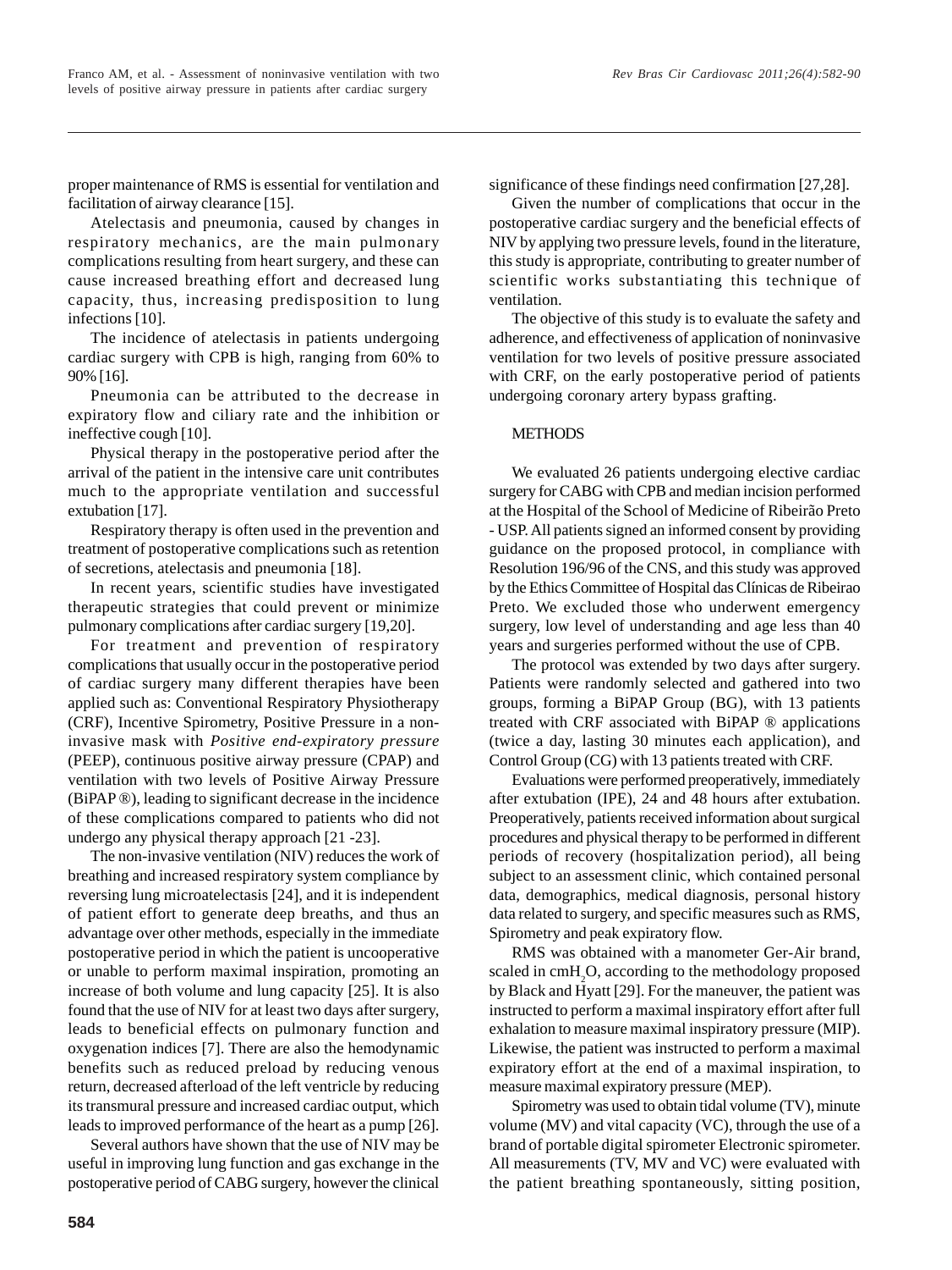proper maintenance of RMS is essential for ventilation and facilitation of airway clearance [15].

Atelectasis and pneumonia, caused by changes in respiratory mechanics, are the main pulmonary complications resulting from heart surgery, and these can cause increased breathing effort and decreased lung capacity, thus, increasing predisposition to lung infections [10].

The incidence of atelectasis in patients undergoing cardiac surgery with CPB is high, ranging from 60% to 90% [16].

Pneumonia can be attributed to the decrease in expiratory flow and ciliary rate and the inhibition or ineffective cough [10].

Physical therapy in the postoperative period after the arrival of the patient in the intensive care unit contributes much to the appropriate ventilation and successful extubation [17].

Respiratory therapy is often used in the prevention and treatment of postoperative complications such as retention of secretions, atelectasis and pneumonia [18].

In recent years, scientific studies have investigated therapeutic strategies that could prevent or minimize pulmonary complications after cardiac surgery [19,20].

For treatment and prevention of respiratory complications that usually occur in the postoperative period of cardiac surgery many different therapies have been applied such as: Conventional Respiratory Physiotherapy (CRF), Incentive Spirometry, Positive Pressure in a non-invasive mask with *Positive end-expiratory pressure* (PEEP), continuous positive airway pressure (CPAP) and ventilation with two levels of Positive Airway Pressure (BiPAP ®), leading to significant decrease in the incidence of these complications compared to patients who did not undergo any physical therapy approach [21 -23].

The non-invasive ventilation (NIV) reduces the work of breathing and increased respiratory system compliance by reversing lung microatelectasis [24], and it is independent of patient effort to generate deep breaths, and thus an advantage over other methods, especially in the immediate postoperative period in which the patient is uncooperative or unable to perform maximal inspiration, promoting an increase of both volume and lung capacity [25]. It is also found that the use of NIV for at least two days after surgery, leads to beneficial effects on pulmonary function and oxygenation indices [7]. There are also the hemodynamic benefits such as reduced preload by reducing venous return, decreased afterload of the left ventricle by reducing its transmural pressure and increased cardiac output, which leads to improved performance of the heart as a pump [26].

Several authors have shown that the use of NIV may be useful in improving lung function and gas exchange in the postoperative period of CABG surgery, however the clinical significance of these findings need confirmation [27,28].

Given the number of complications that occur in the postoperative cardiac surgery and the beneficial effects of NIV by applying two pressure levels, found in the literature, this study is appropriate, contributing to greater number of scientific works substantiating this technique of ventilation.

The objective of this study is to evaluate the safety and adherence, and effectiveness of application of noninvasive ventilation for two levels of positive pressure associated with CRF, on the early postoperative period of patients undergoing coronary artery bypass grafting.

## METHODS

We evaluated 26 patients undergoing elective cardiac surgery for CABG with CPB and median incision performed at the Hospital of the School of Medicine of Ribeirão Preto - USP. All patients signed an informed consent by providing guidance on the proposed protocol, in compliance with Resolution 196/96 of the CNS, and this study was approved by the Ethics Committee of Hospital das Clínicas de Ribeirao Preto. We excluded those who underwent emergency surgery, low level of understanding and age less than 40 years and surgeries performed without the use of CPB.

The protocol was extended by two days after surgery. Patients were randomly selected and gathered into two groups, forming a BiPAP Group (BG), with 13 patients treated with CRF associated with BiPAP ® applications (twice a day, lasting 30 minutes each application), and Control Group (CG) with 13 patients treated with CRF.

Evaluations were performed preoperatively, immediately after extubation (IPE), 24 and 48 hours after extubation. Preoperatively, patients received information about surgical procedures and physical therapy to be performed in different periods of recovery (hospitalization period), all being subject to an assessment clinic, which contained personal data, demographics, medical diagnosis, personal history data related to surgery, and specific measures such as RMS, Spirometry and peak expiratory flow.

RMS was obtained with a manometer Ger-Air brand, scaled in $cmH_2O$, according to the methodology proposed by Black and Hyatt [29]. For the maneuver, the patient was instructed to perform a maximal inspiratory effort after full exhalation to measure maximal inspiratory pressure (MIP). Likewise, the patient was instructed to perform a maximal expiratory effort at the end of a maximal inspiration, to measure maximal expiratory pressure (MEP).

Spirometry was used to obtain tidal volume (TV), minute volume (MV) and vital capacity (VC), through the use of a brand of portable digital spirometer Electronic spirometer. All measurements (TV, MV and VC) were evaluated with the patient breathing spontaneously, sitting position,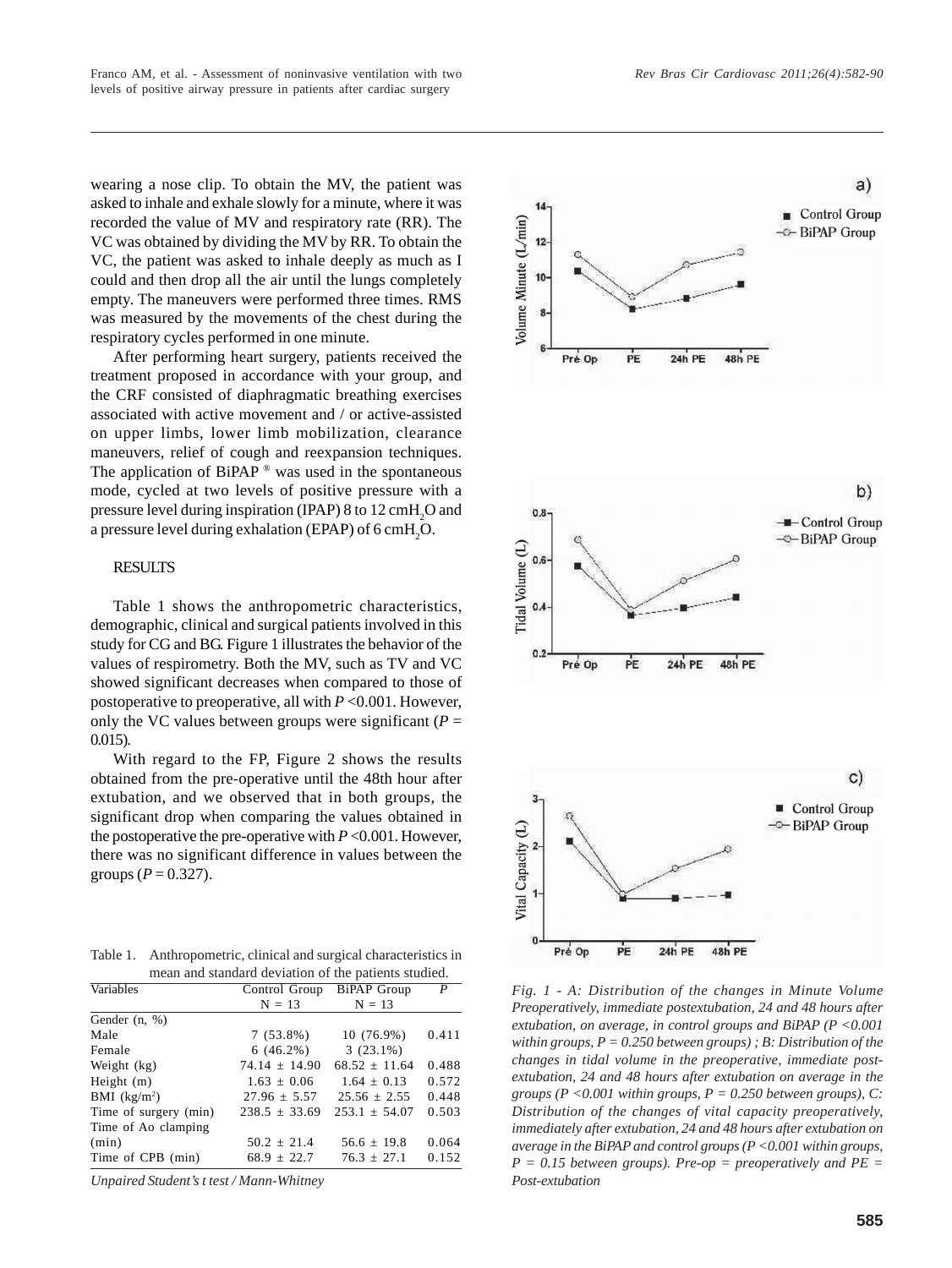wearing a nose clip. To obtain the MV, the patient was asked to inhale and exhale slowly for a minute, where it was recorded the value of MV and respiratory rate (RR). The VC was obtained by dividing the MV by RR. To obtain the VC, the patient was asked to inhale deeply as much as I could and then drop all the air until the lungs completely empty. The maneuvers were performed three times. RMS was measured by the movements of the chest during the respiratory cycles performed in one minute.

After performing heart surgery, patients received the treatment proposed in accordance with your group, and the CRF consisted of diaphragmatic breathing exercises associated with active movement and / or active-assisted on upper limbs, lower limb mobilization, clearance maneuvers, relief of cough and reexpansion techniques. The application of BiPAP ® was used in the spontaneous mode, cycled at two levels of positive pressure with a pressure level during inspiration (IPAP) 8 to 12 $cmH_2O$ and a pressure level during exhalation (EPAP) of 6 $cmH_2O$.

## RESULTS

Table 1 shows the anthropometric characteristics, demographic, clinical and surgical patients involved in this study for CG and BG. Figure 1 illustrates the behavior of the values of respirometry. Both the MV, such as TV and VC showed significant decreases when compared to those of postoperative to preoperative, all with $P < 0.001$. However, only the VC values between groups were significant ($P = 0.015$).

With regard to the FP, Figure 2 shows the results obtained from the pre-operative until the 48th hour after extubation, and we observed that in both groups, the significant drop when comparing the values obtained in the postoperative the pre-operative with $P < 0.001$. However, there was no significant difference in values between the groups ($P = 0.327$).

Table 1. Anthropometric, clinical and surgical characteristics in mean and standard deviation of the patients studied.

| Variables | Control Group N = 13 | BiPAP Group N = 13 | P |
|---|---|---|---|
| Gender (n, %) | | | |
| Male | 7 (53.8%) | 10 (76.9%) | 0.411 |
| Female | 6 (46.2%) | 3 (23.1%) | |
| Weight (kg) | 74.14 ± 14.90 | 68.52 ± 11.64 | 0.488 |
| Height (m) | 1.63 ± 0.06 | 1.64 ± 0.13 | 0.572 |
| BMI (kg/m²) | 27.96 ± 5.57 | 25.56 ± 2.55 | 0.448 |
| Time of surgery (min) | 238.5 ± 33.69 | 253.1 ± 54.07 | 0.503 |
| Time of Ao clamping (min) | 50.2 ± 21.4 | 56.6 ± 19.8 | 0.064 |
| Time of CPB (min) | 68.9 ± 22.7 | 76.3 ± 27.1 | 0.152 |

*Unpaired Student's t test / Mann-Whitney*

*Fig. 1 - A: Distribution of the changes in Minute Volume Preoperatively, immediate postextubation, 24 and 48 hours after extubation, on average, in control groups and BiPAP ($P < 0.001$ within groups, $P = 0.250$ between groups) ; B: Distribution of the changes in tidal volume in the preoperative, immediate post-extubation, 24 and 48 hours after extubation on average in the groups ($P < 0.001$ within groups, $P = 0.250$ between groups), C: Distribution of the changes of vital capacity preoperatively, immediately after extubation, 24 and 48 hours after extubation on average in the BiPAP and control groups ($P < 0.001$ within groups, $P = 0.15$ between groups). Pre-op = preoperatively and PE = Post-extubation*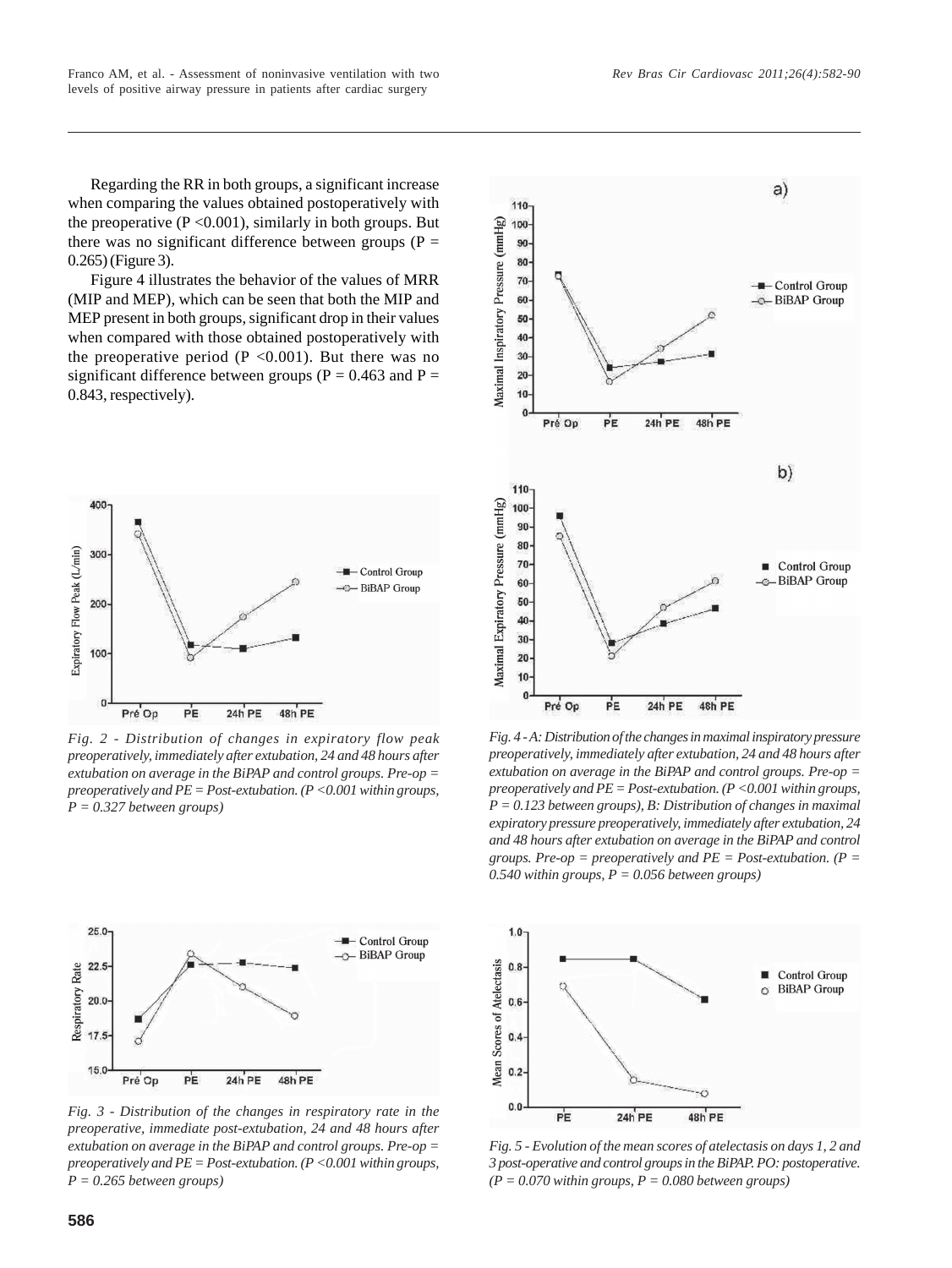Regarding the RR in both groups, a significant increase when comparing the values obtained postoperatively with the preoperative ($P < 0.001$), similarly in both groups. But there was no significant difference between groups ($P = 0.265$) (Figure 3).

Figure 4 illustrates the behavior of the values of MRR (MIP and MEP), which can be seen that both the MIP and MEP present in both groups, significant drop in their values when compared with those obtained postoperatively with the preoperative period ($P < 0.001$). But there was no significant difference between groups ($P = 0.463$ and $P = 0.843$, respectively).

*Fig. 2 - Distribution of changes in expiratory flow peak preoperatively, immediately after extubation, 24 and 48 hours after extubation on average in the BiPAP and control groups. Pre-op = preoperatively and PE = Post-extubation. ($P < 0.001$ within groups, $P = 0.327$ between groups)*

*Fig. 3 - Distribution of the changes in respiratory rate in the preoperative, immediate post-extubation, 24 and 48 hours after extubation on average in the BiPAP and control groups. Pre-op = preoperatively and PE = Post-extubation. ($P < 0.001$ within groups, $P = 0.265$ between groups)*

*Fig. 4 - A: Distribution of the changes in maximal inspiratory pressure preoperatively, immediately after extubation, 24 and 48 hours after extubation on average in the BiPAP and control groups. Pre-op = preoperatively and PE = Post-extubation. ($P < 0.001$ within groups, $P = 0.123$ between groups), B: Distribution of changes in maximal expiratory pressure preoperatively, immediately after extubation, 24 and 48 hours after extubation on average in the BiPAP and control groups. Pre-op = preoperatively and PE = Post-extubation. ($P = 0.540$ within groups, $P = 0.056$ between groups)*

*Fig. 5 - Evolution of the mean scores of atelectasis on days 1, 2 and 3 post-operative and control groups in the BiPAP. PO: postoperative. ($P = 0.070$ within groups, $P = 0.080$ between groups)*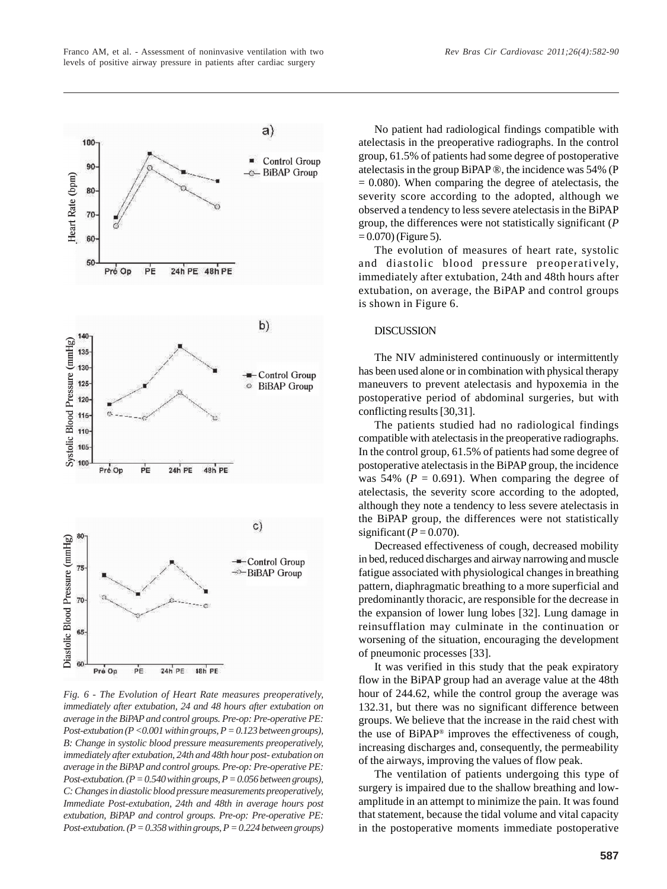Fig. 6 - *The Evolution of Heart Rate measures preoperatively, immediately after extubation, 24 and 48 hours after extubation on average in the BiPAP and control groups. Pre-op: Pre-operative PE: Post-extubation (P <0.001 within groups, P = 0.123 between groups), B: Change in systolic blood pressure measurements preoperatively, immediately after extubation, 24th and 48th hour post- extubation on average in the BiPAP and control groups. Pre-op: Pre-operative PE: Post-extubation. (P = 0.540 within groups, P = 0.056 between groups), C: Changes in diastolic blood pressure measurements preoperatively, Immediate Post-extubation, 24th and 48th in average hours post extubation, BiPAP and control groups. Pre-op: Pre-operative PE: Post-extubation. (P = 0.358 within groups, P = 0.224 between groups)*

No patient had radiological findings compatible with atelectasis in the preoperative radiographs. In the control group, 61.5% of patients had some degree of postoperative atelectasis in the group BiPAP ®, the incidence was 54% (P = 0.080). When comparing the degree of atelectasis, the severity score according to the adopted, although we observed a tendency to less severe atelectasis in the BiPAP group, the differences were not statistically significant (*P* = 0.070) (Figure 5).

The evolution of measures of heart rate, systolic and diastolic blood pressure preoperatively, immediately after extubation, 24th and 48th hours after extubation, on average, the BiPAP and control groups is shown in Figure 6.

## DISCUSSION

The NIV administered continuously or intermittently has been used alone or in combination with physical therapy maneuvers to prevent atelectasis and hypoxemia in the postoperative period of abdominal surgeries, but with conflicting results [30,31].

The patients studied had no radiological findings compatible with atelectasis in the preoperative radiographs. In the control group, 61.5% of patients had some degree of postoperative atelectasis in the BiPAP group, the incidence was 54% (*P* = 0.691). When comparing the degree of atelectasis, the severity score according to the adopted, although they note a tendency to less severe atelectasis in the BiPAP group, the differences were not statistically significant (*P* = 0.070).

Decreased effectiveness of cough, decreased mobility in bed, reduced discharges and airway narrowing and muscle fatigue associated with physiological changes in breathing pattern, diaphragmatic breathing to a more superficial and predominantly thoracic, are responsible for the decrease in the expansion of lower lung lobes [32]. Lung damage in reinsufflation may culminate in the continuation or worsening of the situation, encouraging the development of pneumonic processes [33].

It was verified in this study that the peak expiratory flow in the BiPAP group had an average value at the 48th hour of 244.62, while the control group the average was 132.31, but there was no significant difference between groups. We believe that the increase in the raid chest with the use of BiPAP® improves the effectiveness of cough, increasing discharges and, consequently, the permeability of the airways, improving the values of flow peak.

The ventilation of patients undergoing this type of surgery is impaired due to the shallow breathing and low-amplitude in an attempt to minimize the pain. It was found that statement, because the tidal volume and vital capacity in the postoperative moments immediate postoperative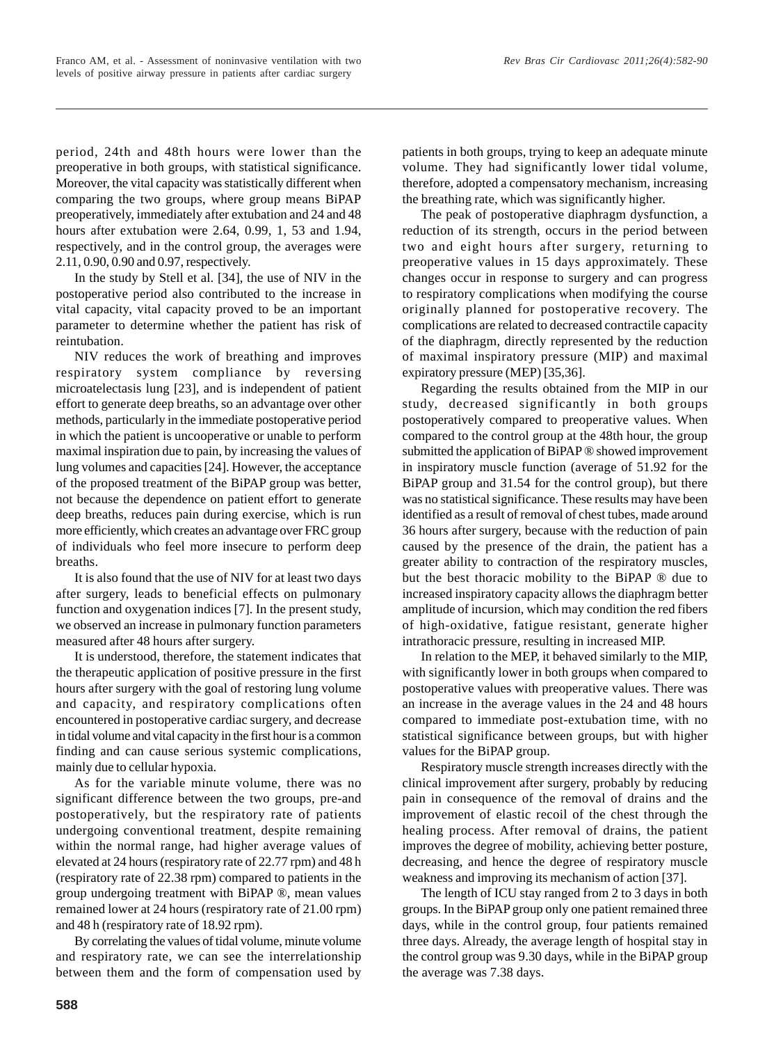period, 24th and 48th hours were lower than the preoperative in both groups, with statistical significance. Moreover, the vital capacity was statistically different when comparing the two groups, where group means BiPAP preoperatively, immediately after extubation and 24 and 48 hours after extubation were 2.64, 0.99, 1, 53 and 1.94, respectively, and in the control group, the averages were 2.11, 0.90, 0.90 and 0.97, respectively.

In the study by Stell et al. [34], the use of NIV in the postoperative period also contributed to the increase in vital capacity, vital capacity proved to be an important parameter to determine whether the patient has risk of reintubation.

NIV reduces the work of breathing and improves respiratory system compliance by reversing microatelectasis lung [23], and is independent of patient effort to generate deep breaths, so an advantage over other methods, particularly in the immediate postoperative period in which the patient is uncooperative or unable to perform maximal inspiration due to pain, by increasing the values of lung volumes and capacities [24]. However, the acceptance of the proposed treatment of the BiPAP group was better, not because the dependence on patient effort to generate deep breaths, reduces pain during exercise, which is run more efficiently, which creates an advantage over FRC group of individuals who feel more insecure to perform deep breaths.

It is also found that the use of NIV for at least two days after surgery, leads to beneficial effects on pulmonary function and oxygenation indices [7]. In the present study, we observed an increase in pulmonary function parameters measured after 48 hours after surgery.

It is understood, therefore, the statement indicates that the therapeutic application of positive pressure in the first hours after surgery with the goal of restoring lung volume and capacity, and respiratory complications often encountered in postoperative cardiac surgery, and decrease in tidal volume and vital capacity in the first hour is a common finding and can cause serious systemic complications, mainly due to cellular hypoxia.

As for the variable minute volume, there was no significant difference between the two groups, pre-and postoperatively, but the respiratory rate of patients undergoing conventional treatment, despite remaining within the normal range, had higher average values of elevated at 24 hours (respiratory rate of 22.77 rpm) and 48 h (respiratory rate of 22.38 rpm) compared to patients in the group undergoing treatment with BiPAP ®, mean values remained lower at 24 hours (respiratory rate of 21.00 rpm) and 48 h (respiratory rate of 18.92 rpm).

By correlating the values of tidal volume, minute volume and respiratory rate, we can see the interrelationship between them and the form of compensation used by patients in both groups, trying to keep an adequate minute volume. They had significantly lower tidal volume, therefore, adopted a compensatory mechanism, increasing the breathing rate, which was significantly higher.

The peak of postoperative diaphragm dysfunction, a reduction of its strength, occurs in the period between two and eight hours after surgery, returning to preoperative values in 15 days approximately. These changes occur in response to surgery and can progress to respiratory complications when modifying the course originally planned for postoperative recovery. The complications are related to decreased contractile capacity of the diaphragm, directly represented by the reduction of maximal inspiratory pressure (MIP) and maximal expiratory pressure (MEP) [35,36].

Regarding the results obtained from the MIP in our study, decreased significantly in both groups postoperatively compared to preoperative values. When compared to the control group at the 48th hour, the group submitted the application of BiPAP ® showed improvement in inspiratory muscle function (average of 51.92 for the BiPAP group and 31.54 for the control group), but there was no statistical significance. These results may have been identified as a result of removal of chest tubes, made around 36 hours after surgery, because with the reduction of pain caused by the presence of the drain, the patient has a greater ability to contraction of the respiratory muscles, but the best thoracic mobility to the BiPAP ® due to increased inspiratory capacity allows the diaphragm better amplitude of incursion, which may condition the red fibers of high-oxidative, fatigue resistant, generate higher intrathoracic pressure, resulting in increased MIP.

In relation to the MEP, it behaved similarly to the MIP, with significantly lower in both groups when compared to postoperative values with preoperative values. There was an increase in the average values in the 24 and 48 hours compared to immediate post-extubation time, with no statistical significance between groups, but with higher values for the BiPAP group.

Respiratory muscle strength increases directly with the clinical improvement after surgery, probably by reducing pain in consequence of the removal of drains and the improvement of elastic recoil of the chest through the healing process. After removal of drains, the patient improves the degree of mobility, achieving better posture, decreasing, and hence the degree of respiratory muscle weakness and improving its mechanism of action [37].

The length of ICU stay ranged from 2 to 3 days in both groups. In the BiPAP group only one patient remained three days, while in the control group, four patients remained three days. Already, the average length of hospital stay in the control group was 9.30 days, while in the BiPAP group the average was 7.38 days.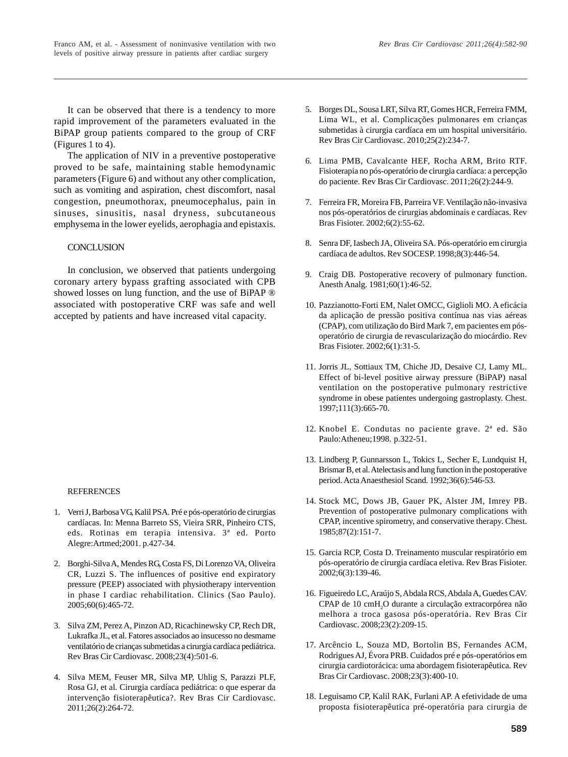It can be observed that there is a tendency to more rapid improvement of the parameters evaluated in the BiPAP group patients compared to the group of CRF (Figures 1 to 4).

The application of NIV in a preventive postoperative proved to be safe, maintaining stable hemodynamic parameters (Figure 6) and without any other complication, such as vomiting and aspiration, chest discomfort, nasal congestion, pneumothorax, pneumocephalus, pain in sinuses, sinusitis, nasal dryness, subcutaneous emphysema in the lower eyelids, aerophagia and epistaxis.

## CONCLUSION

In conclusion, we observed that patients undergoing coronary artery bypass grafting associated with CPB showed losses on lung function, and the use of BiPAP ® associated with postoperative CRF was safe and well accepted by patients and have increased vital capacity.

## REFERENCES

1. Verri J, Barbosa VG, Kalil PSA. Pré e pós-operatório de cirurgias cardíacas. In: Menna Barreto SS, Vieira SRR, Pinheiro CTS, eds. Rotinas em terapia intensiva. 3ª ed. Porto Alegre:Artmed;2001. p.427-34.

2. Borghi-Silva A, Mendes RG, Costa FS, Di Lorenzo VA, Oliveira CR, Luzzi S. The influences of positive end expiratory pressure (PEEP) associated with physiotherapy intervention in phase I cardiac rehabilitation. Clinics (Sao Paulo). 2005;60(6):465-72.

3. Silva ZM, Perez A, Pinzon AD, Ricachinewsky CP, Rech DR, Lukrafka JL, et al. Fatores associados ao insucesso no desmame ventilatório de crianças submetidas a cirurgia cardíaca pediátrica. Rev Bras Cir Cardiovasc. 2008;23(4):501-6.

4. Silva MEM, Feuser MR, Silva MP, Uhlig S, Parazzi PLF, Rosa GJ, et al. Cirurgia cardíaca pediátrica: o que esperar da intervenção fisioterapêutica?. Rev Bras Cir Cardiovasc. 2011;26(2):264-72.

5. Borges DL, Sousa LRT, Silva RT, Gomes HCR, Ferreira FMM, Lima WL, et al. Complicações pulmonares em crianças submetidas à cirurgia cardíaca em um hospital universitário. Rev Bras Cir Cardiovasc. 2010;25(2):234-7.

6. Lima PMB, Cavalcante HEF, Rocha ARM, Brito RTF. Fisioterapia no pós-operatório de cirurgia cardíaca: a percepção do paciente. Rev Bras Cir Cardiovasc. 2011;26(2):244-9.

7. Ferreira FR, Moreira FB, Parreira VF. Ventilação não-invasiva nos pós-operatórios de cirurgias abdominais e cardíacas. Rev Bras Fisioter. 2002;6(2):55-62.

8. Senra DF, Iasbech JA, Oliveira SA. Pós-operatório em cirurgia cardíaca de adultos. Rev SOCESP. 1998;8(3):446-54.

9. Craig DB. Postoperative recovery of pulmonary function. Anesth Analg. 1981;60(1):46-52.

10. Pazzianotto-Forti EM, Nalet OMCC, Giglioli MO. A eficácia da aplicação de pressão positiva contínua nas vias aéreas (CPAP), com utilização do Bird Mark 7, em pacientes em pós-operatório de cirurgia de revascularização do miocárdio. Rev Bras Fisioter. 2002;6(1):31-5.

11. Jorris JL, Sottiaux TM, Chiche JD, Desaive CJ, Lamy ML. Effect of bi-level positive airway pressure (BiPAP) nasal ventilation on the postoperative pulmonary restrictive syndrome in obese patientes undergoing gastroplasty. Chest. 1997;111(3):665-70.

12. Knobel E. Condutas no paciente grave. 2ª ed. São Paulo:Atheneu;1998. p.322-51.

13. Lindberg P, Gunnarsson L, Tokics L, Secher E, Lundquist H, Brismar B, et al. Atelectasis and lung function in the postoperative period. Acta Anaesthesiol Scand. 1992;36(6):546-53.

14. Stock MC, Dows JB, Gauer PK, Alster JM, Imrey PB. Prevention of postoperative pulmonary complications with CPAP, incentive spirometry, and conservative therapy. Chest. 1985;87(2):151-7.

15. Garcia RCP, Costa D. Treinamento muscular respiratório em pós-operatório de cirurgia cardíaca eletiva. Rev Bras Fisioter. 2002;6(3):139-46.

16. Figueiredo LC, Araújo S, Abdala RCS, Abdala A, Guedes CAV. CPAP de 10 cm$H_2O$ durante a circulação extracorpórea não melhora a troca gasosa pós-operatória. Rev Bras Cir Cardiovasc. 2008;23(2):209-15.

17. Arcêncio L, Souza MD, Bortolin BS, Fernandes ACM, Rodrigues AJ, Évora PRB. Cuidados pré e pós-operatórios em cirurgia cardiotorácica: uma abordagem fisioterapêutica. Rev Bras Cir Cardiovasc. 2008;23(3):400-10.

18. Leguisamo CP, Kalil RAK, Furlani AP. A efetividade de uma proposta fisioterapêutica pré-operatória para cirurgia de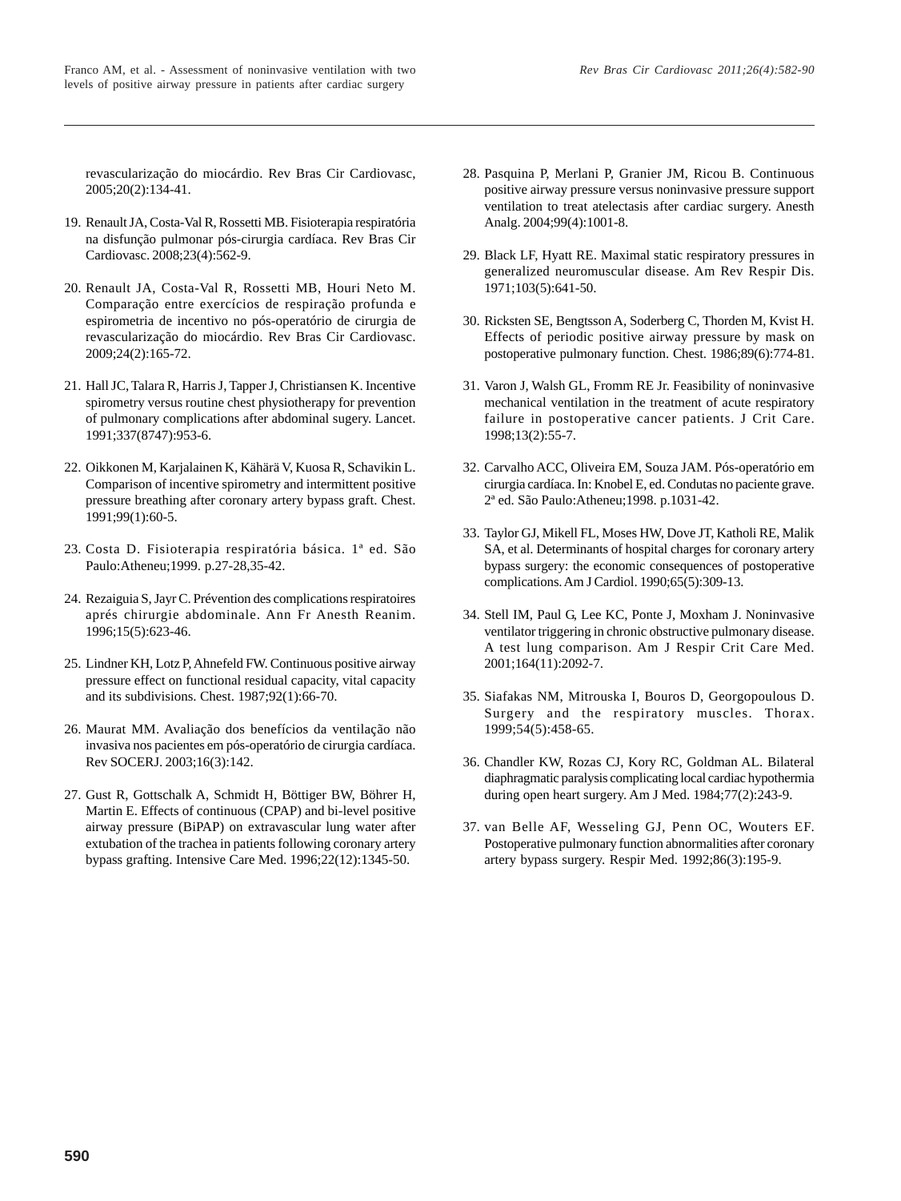revascularização do miocárdio. Rev Bras Cir Cardiovasc, 2005;20(2):134-41.

19. Renault JA, Costa-Val R, Rossetti MB. Fisioterapia respiratória na disfunção pulmonar pós-cirurgia cardíaca. Rev Bras Cir Cardiovasc. 2008;23(4):562-9.

20. Renault JA, Costa-Val R, Rossetti MB, Houri Neto M. Comparação entre exercícios de respiração profunda e espirometria de incentivo no pós-operatório de cirurgia de revascularização do miocárdio. Rev Bras Cir Cardiovasc. 2009;24(2):165-72.

21. Hall JC, Talara R, Harris J, Tapper J, Christiansen K. Incentive spirometry versus routine chest physiotherapy for prevention of pulmonary complications after abdominal sugery. Lancet. 1991;337(8747):953-6.

22. Oikkonen M, Karjalainen K, Kähärä V, Kuosa R, Schavikin L. Comparison of incentive spirometry and intermittent positive pressure breathing after coronary artery bypass graft. Chest. 1991;99(1):60-5.

23. Costa D. Fisioterapia respiratória básica. 1ª ed. São Paulo:Atheneu;1999. p.27-28,35-42.

24. Rezaiguia S, Jayr C. Prévention des complications respiratoires aprés chirurgie abdominale. Ann Fr Anesth Reanim. 1996;15(5):623-46.

25. Lindner KH, Lotz P, Ahnefeld FW. Continuous positive airway pressure effect on functional residual capacity, vital capacity and its subdivisions. Chest. 1987;92(1):66-70.

26. Maurat MM. Avaliação dos benefícios da ventilação não invasiva nos pacientes em pós-operatório de cirurgia cardíaca. Rev SOCERJ. 2003;16(3):142.

27. Gust R, Gottschalk A, Schmidt H, Böttiger BW, Böhrer H, Martin E. Effects of continuous (CPAP) and bi-level positive airway pressure (BiPAP) on extravascular lung water after extubation of the trachea in patients following coronary artery bypass grafting. Intensive Care Med. 1996;22(12):1345-50.

28. Pasquina P, Merlani P, Granier JM, Ricou B. Continuous positive airway pressure versus noninvasive pressure support ventilation to treat atelectasis after cardiac surgery. Anesth Analg. 2004;99(4):1001-8.

29. Black LF, Hyatt RE. Maximal static respiratory pressures in generalized neuromuscular disease. Am Rev Respir Dis. 1971;103(5):641-50.

30. Ricksten SE, Bengtsson A, Soderberg C, Thorden M, Kvist H. Effects of periodic positive airway pressure by mask on postoperative pulmonary function. Chest. 1986;89(6):774-81.

31. Varon J, Walsh GL, Fromm RE Jr. Feasibility of noninvasive mechanical ventilation in the treatment of acute respiratory failure in postoperative cancer patients. J Crit Care. 1998;13(2):55-7.

32. Carvalho ACC, Oliveira EM, Souza JAM. Pós-operatório em cirurgia cardíaca. In: Knobel E, ed. Condutas no paciente grave. 2ª ed. São Paulo:Atheneu;1998. p.1031-42.

33. Taylor GJ, Mikell FL, Moses HW, Dove JT, Katholi RE, Malik SA, et al. Determinants of hospital charges for coronary artery bypass surgery: the economic consequences of postoperative complications. Am J Cardiol. 1990;65(5):309-13.

34. Stell IM, Paul G, Lee KC, Ponte J, Moxham J. Noninvasive ventilator triggering in chronic obstructive pulmonary disease. A test lung comparison. Am J Respir Crit Care Med. 2001;164(11):2092-7.

35. Siafakas NM, Mitrouska I, Bouros D, Georgopoulous D. Surgery and the respiratory muscles. Thorax. 1999;54(5):458-65.

36. Chandler KW, Rozas CJ, Kory RC, Goldman AL. Bilateral diaphragmatic paralysis complicating local cardiac hypothermia during open heart surgery. Am J Med. 1984;77(2):243-9.

37. van Belle AF, Wesseling GJ, Penn OC, Wouters EF. Postoperative pulmonary function abnormalities after coronary artery bypass surgery. Respir Med. 1992;86(3):195-9.